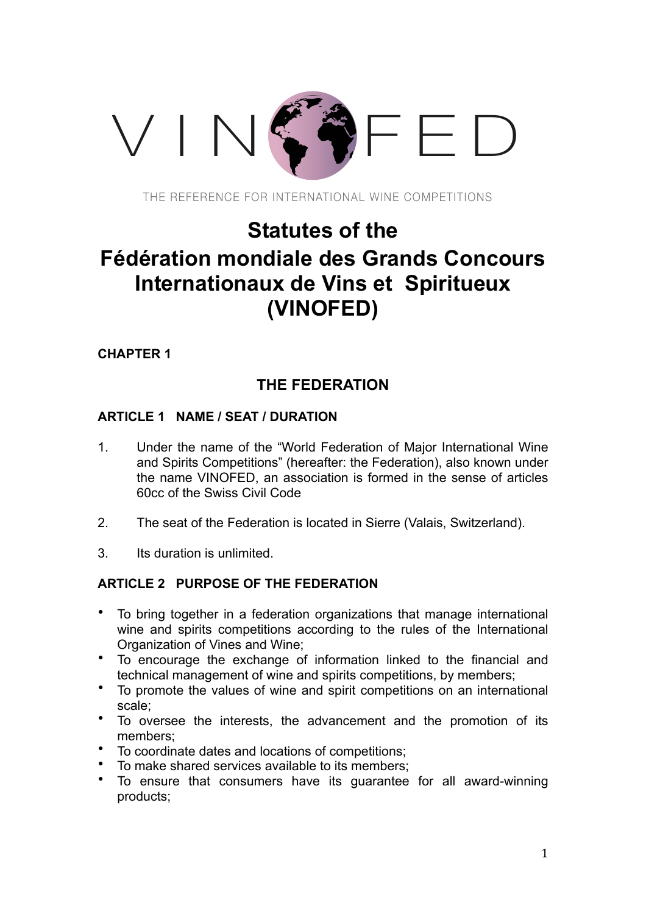VINOFED

THE REFERENCE FOR INTERNATIONAL WINE COMPETITIONS

# Statutes of the Fédération mondiale des Grands Concours Internationaux de Vins et Spiritueux (VINOFED)

**CHAPTER 1**

## THE FEDERATION

### ARTICLE 1 NAME / SEAT / DURATION

1. Under the name of the "World Federation of Major International Wine and Spirits Competitions" (hereafter: the Federation), also known under the name VINOFED, an association is formed in the sense of articles 60cc of the Swiss Civil Code
2. The seat of the Federation is located in Sierre (Valais, Switzerland).
3. Its duration is unlimited.

### ARTICLE 2 PURPOSE OF THE FEDERATION

- To bring together in a federation organizations that manage international wine and spirits competitions according to the rules of the International Organization of Vines and Wine;
- To encourage the exchange of information linked to the financial and technical management of wine and spirits competitions, by members;
- To promote the values of wine and spirit competitions on an international scale;
- To oversee the interests, the advancement and the promotion of its members;
- To coordinate dates and locations of competitions;
- To make shared services available to its members;
- To ensure that consumers have its guarantee for all award-winning products;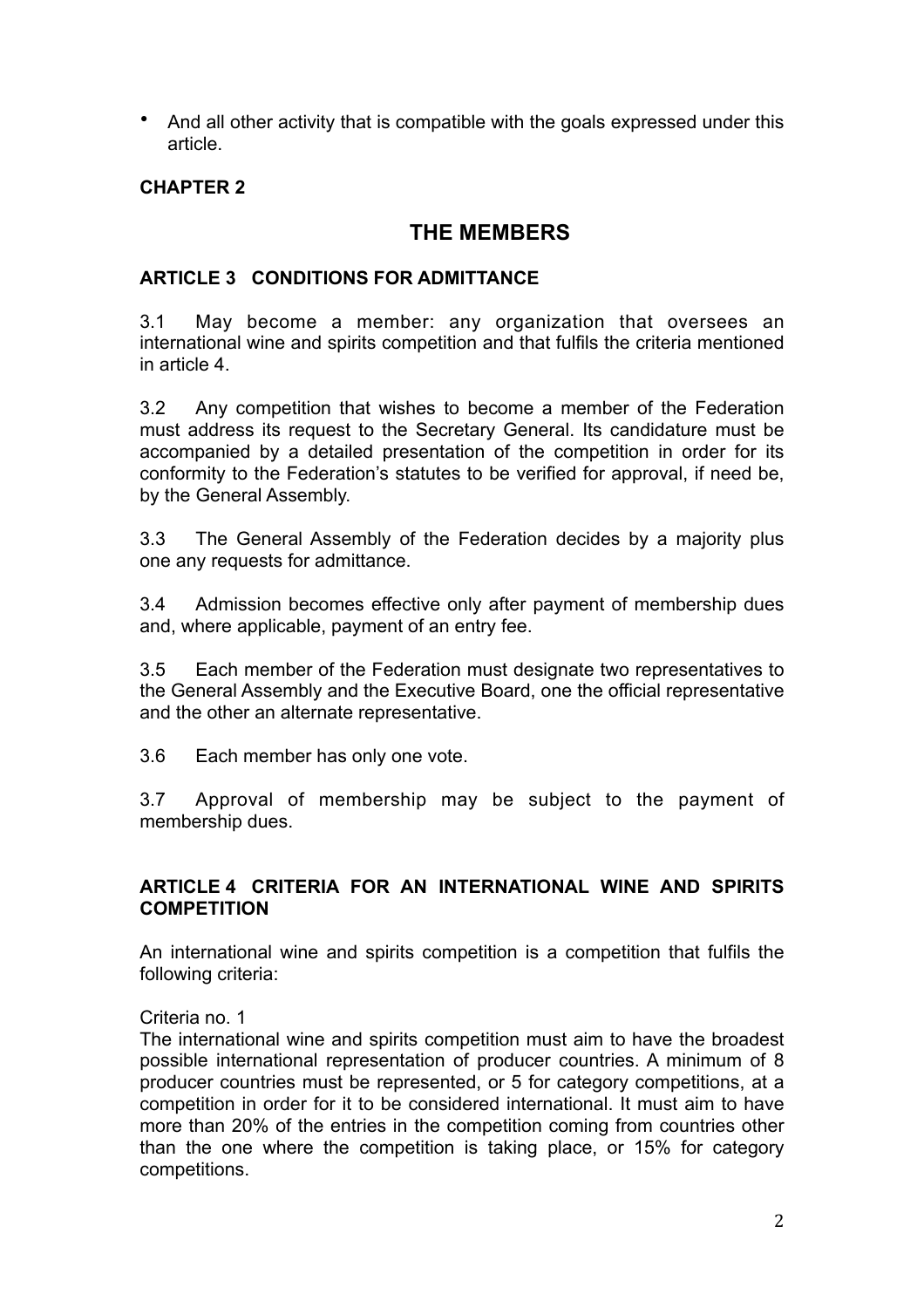- And all other activity that is compatible with the goals expressed under this article.

**CHAPTER 2**

## THE MEMBERS

### ARTICLE 3 CONDITIONS FOR ADMITTANCE

3.1 May become a member: any organization that oversees an international wine and spirits competition and that fulfils the criteria mentioned in article 4.

3.2 Any competition that wishes to become a member of the Federation must address its request to the Secretary General. Its candidature must be accompanied by a detailed presentation of the competition in order for its conformity to the Federation's statutes to be verified for approval, if need be, by the General Assembly.

3.3 The General Assembly of the Federation decides by a majority plus one any requests for admittance.

3.4 Admission becomes effective only after payment of membership dues and, where applicable, payment of an entry fee.

3.5 Each member of the Federation must designate two representatives to the General Assembly and the Executive Board, one the official representative and the other an alternate representative.

3.6 Each member has only one vote.

3.7 Approval of membership may be subject to the payment of membership dues.

### ARTICLE 4 CRITERIA FOR AN INTERNATIONAL WINE AND SPIRITS COMPETITION

An international wine and spirits competition is a competition that fulfils the following criteria:

Criteria no. 1
The international wine and spirits competition must aim to have the broadest possible international representation of producer countries. A minimum of 8 producer countries must be represented, or 5 for category competitions, at a competition in order for it to be considered international. It must aim to have more than 20% of the entries in the competition coming from countries other than the one where the competition is taking place, or 15% for category competitions.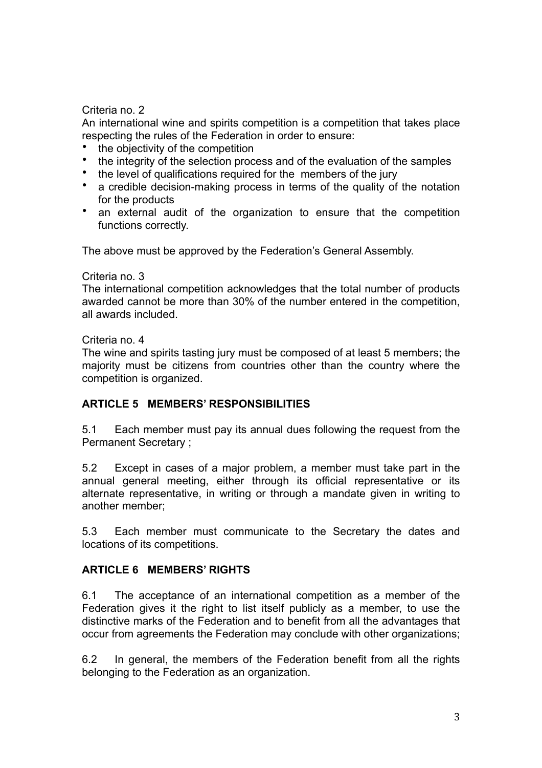Criteria no. 2

An international wine and spirits competition is a competition that takes place respecting the rules of the Federation in order to ensure:

- the objectivity of the competition
- the integrity of the selection process and of the evaluation of the samples
- the level of qualifications required for the members of the jury
- a credible decision-making process in terms of the quality of the notation for the products
- an external audit of the organization to ensure that the competition functions correctly.

The above must be approved by the Federation's General Assembly.

Criteria no. 3

The international competition acknowledges that the total number of products awarded cannot be more than 30% of the number entered in the competition, all awards included.

Criteria no. 4

The wine and spirits tasting jury must be composed of at least 5 members; the majority must be citizens from countries other than the country where the competition is organized.

## ARTICLE 5 MEMBERS' RESPONSIBILITIES

5.1 Each member must pay its annual dues following the request from the Permanent Secretary ;

5.2 Except in cases of a major problem, a member must take part in the annual general meeting, either through its official representative or its alternate representative, in writing or through a mandate given in writing to another member;

5.3 Each member must communicate to the Secretary the dates and locations of its competitions.

## ARTICLE 6 MEMBERS' RIGHTS

6.1 The acceptance of an international competition as a member of the Federation gives it the right to list itself publicly as a member, to use the distinctive marks of the Federation and to benefit from all the advantages that occur from agreements the Federation may conclude with other organizations;

6.2 In general, the members of the Federation benefit from all the rights belonging to the Federation as an organization.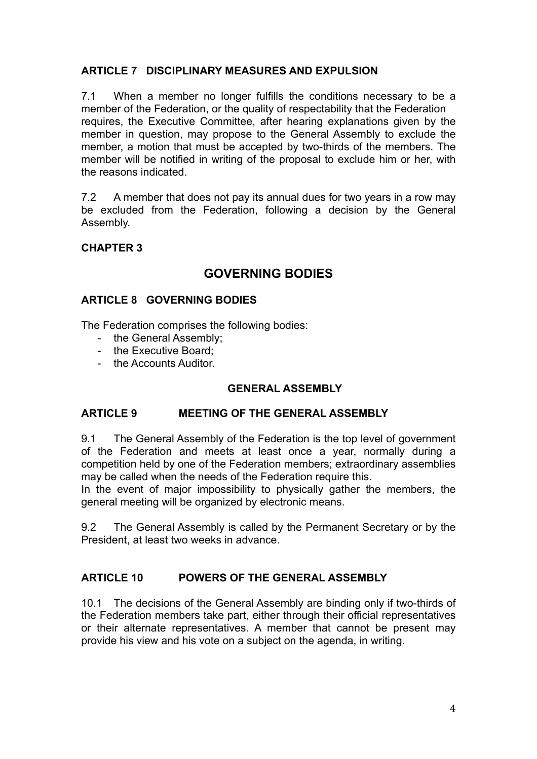### ARTICLE 7 DISCIPLINARY MEASURES AND EXPULSION

7.1 When a member no longer fulfills the conditions necessary to be a member of the Federation, or the quality of respectability that the Federation requires, the Executive Committee, after hearing explanations given by the member in question, may propose to the General Assembly to exclude the member, a motion that must be accepted by two-thirds of the members. The member will be notified in writing of the proposal to exclude him or her, with the reasons indicated.

7.2 A member that does not pay its annual dues for two years in a row may be excluded from the Federation, following a decision by the General Assembly.

## CHAPTER 3

## GOVERNING BODIES

### ARTICLE 8 GOVERNING BODIES

The Federation comprises the following bodies:

- the General Assembly;
- the Executive Board;
- the Accounts Auditor.

### GENERAL ASSEMBLY

### ARTICLE 9 MEETING OF THE GENERAL ASSEMBLY

9.1 The General Assembly of the Federation is the top level of government of the Federation and meets at least once a year, normally during a competition held by one of the Federation members; extraordinary assemblies may be called when the needs of the Federation require this.
In the event of major impossibility to physically gather the members, the general meeting will be organized by electronic means.

9.2 The General Assembly is called by the Permanent Secretary or by the President, at least two weeks in advance.

### ARTICLE 10 POWERS OF THE GENERAL ASSEMBLY

10.1 The decisions of the General Assembly are binding only if two-thirds of the Federation members take part, either through their official representatives or their alternate representatives. A member that cannot be present may provide his view and his vote on a subject on the agenda, in writing.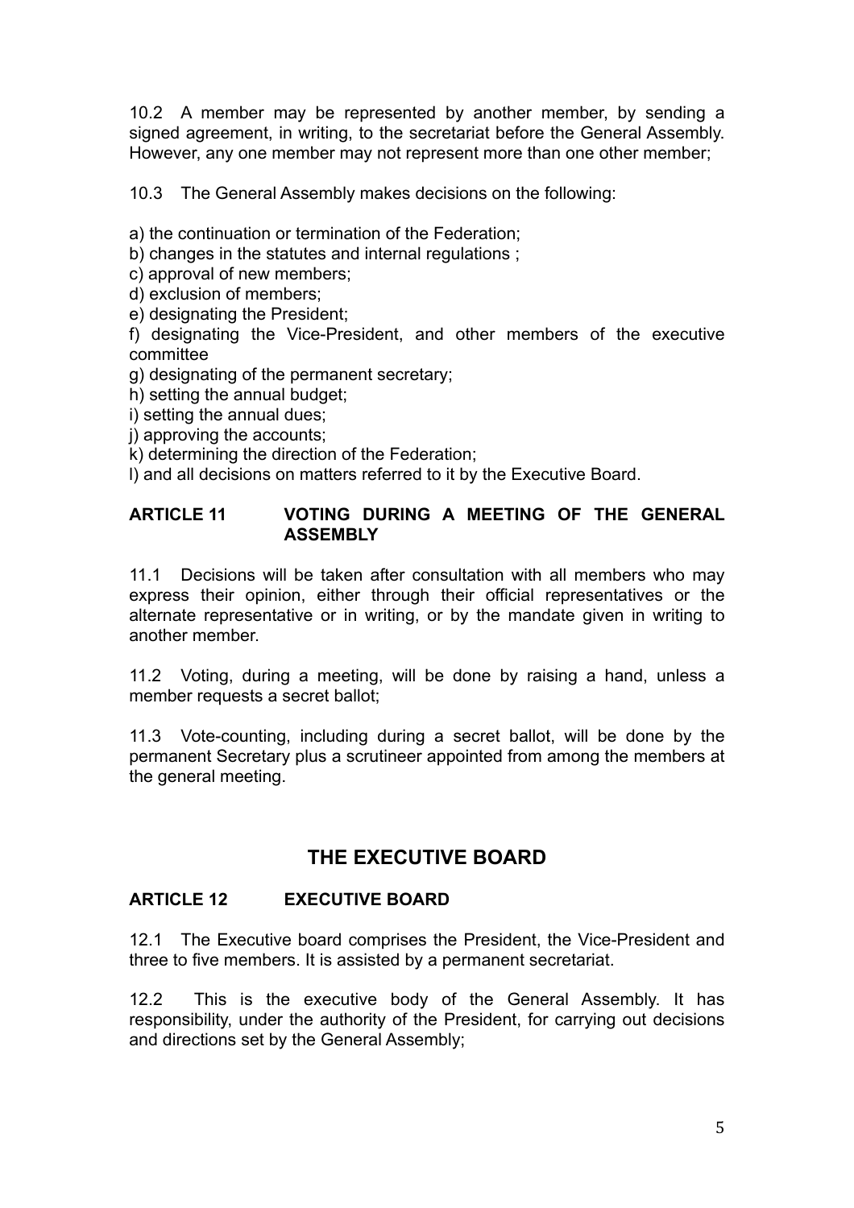10.2 A member may be represented by another member, by sending a signed agreement, in writing, to the secretariat before the General Assembly. However, any one member may not represent more than one other member;

10.3 The General Assembly makes decisions on the following:

a) the continuation or termination of the Federation;
b) changes in the statutes and internal regulations ;
c) approval of new members;
d) exclusion of members;
e) designating the President;
f) designating the Vice-President, and other members of the executive committee
g) designating of the permanent secretary;
h) setting the annual budget;
i) setting the annual dues;
j) approving the accounts;
k) determining the direction of the Federation;
l) and all decisions on matters referred to it by the Executive Board.

### ARTICLE 11 VOTING DURING A MEETING OF THE GENERAL ASSEMBLY

11.1 Decisions will be taken after consultation with all members who may express their opinion, either through their official representatives or the alternate representative or in writing, or by the mandate given in writing to another member.

11.2 Voting, during a meeting, will be done by raising a hand, unless a member requests a secret ballot;

11.3 Vote-counting, including during a secret ballot, will be done by the permanent Secretary plus a scrutineer appointed from among the members at the general meeting.

## THE EXECUTIVE BOARD

### ARTICLE 12 EXECUTIVE BOARD

12.1 The Executive board comprises the President, the Vice-President and three to five members. It is assisted by a permanent secretariat.

12.2 This is the executive body of the General Assembly. It has responsibility, under the authority of the President, for carrying out decisions and directions set by the General Assembly;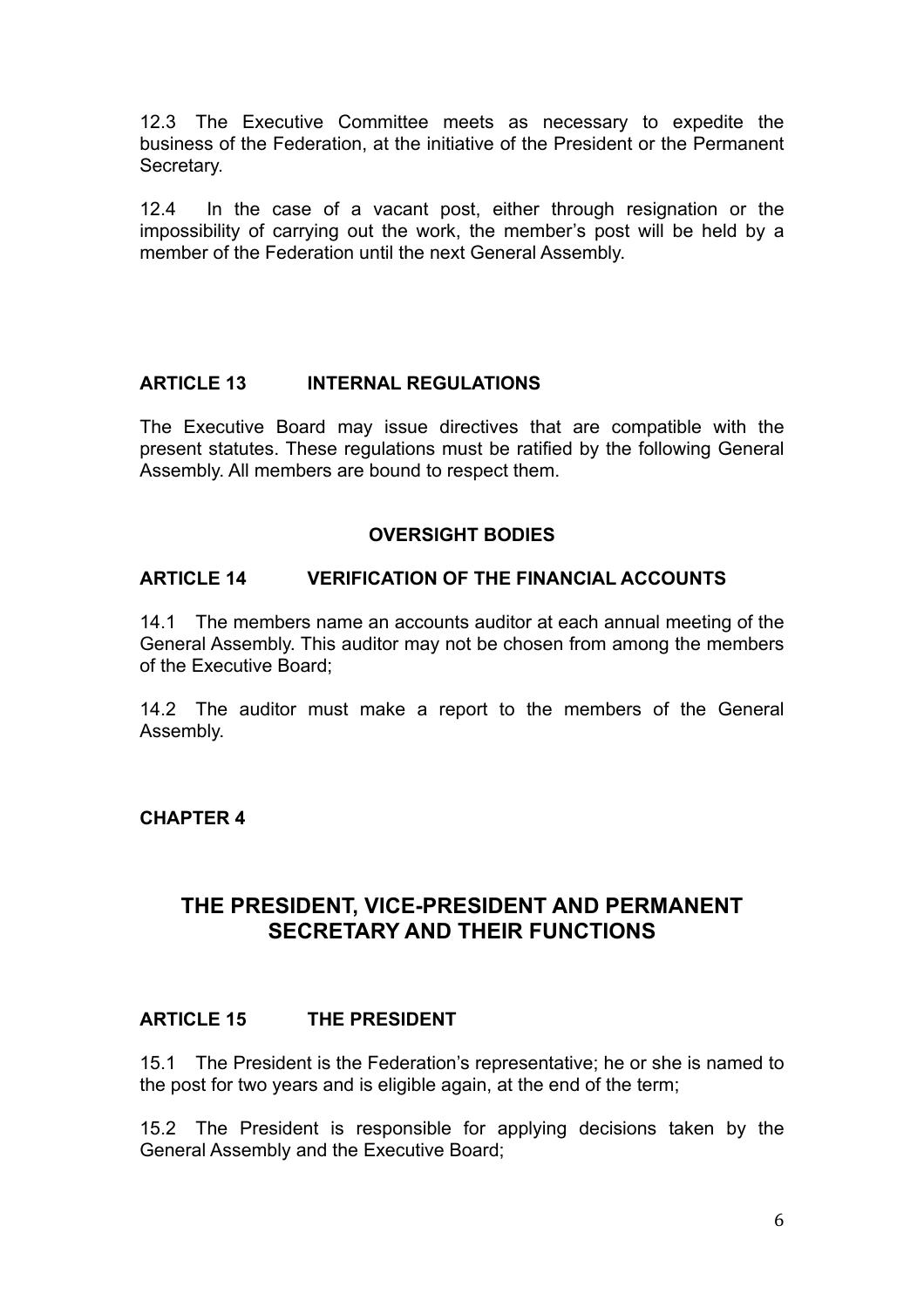12.3 The Executive Committee meets as necessary to expedite the business of the Federation, at the initiative of the President or the Permanent Secretary.

12.4 In the case of a vacant post, either through resignation or the impossibility of carrying out the work, the member's post will be held by a member of the Federation until the next General Assembly.

**ARTICLE 13 INTERNAL REGULATIONS**

The Executive Board may issue directives that are compatible with the present statutes. These regulations must be ratified by the following General Assembly. All members are bound to respect them.

**OVERSIGHT BODIES**

**ARTICLE 14 VERIFICATION OF THE FINANCIAL ACCOUNTS**

14.1 The members name an accounts auditor at each annual meeting of the General Assembly. This auditor may not be chosen from among the members of the Executive Board;

14.2 The auditor must make a report to the members of the General Assembly.

**CHAPTER 4**

## THE PRESIDENT, VICE-PRESIDENT AND PERMANENT SECRETARY AND THEIR FUNCTIONS

**ARTICLE 15 THE PRESIDENT**

15.1 The President is the Federation's representative; he or she is named to the post for two years and is eligible again, at the end of the term;

15.2 The President is responsible for applying decisions taken by the General Assembly and the Executive Board;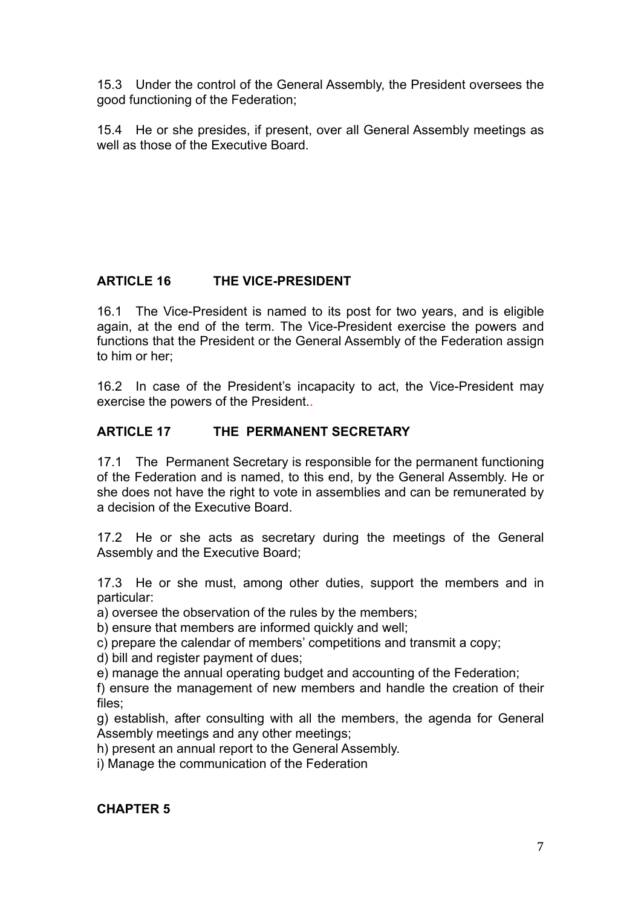15.3 Under the control of the General Assembly, the President oversees the good functioning of the Federation;

15.4 He or she presides, if present, over all General Assembly meetings as well as those of the Executive Board.

## ARTICLE 16 THE VICE-PRESIDENT

16.1 The Vice-President is named to its post for two years, and is eligible again, at the end of the term. The Vice-President exercise the powers and functions that the President or the General Assembly of the Federation assign to him or her;

16.2 In case of the President's incapacity to act, the Vice-President may exercise the powers of the President..

## ARTICLE 17 THE PERMANENT SECRETARY

17.1 The Permanent Secretary is responsible for the permanent functioning of the Federation and is named, to this end, by the General Assembly. He or she does not have the right to vote in assemblies and can be remunerated by a decision of the Executive Board.

17.2 He or she acts as secretary during the meetings of the General Assembly and the Executive Board;

17.3 He or she must, among other duties, support the members and in particular:

a) oversee the observation of the rules by the members;
b) ensure that members are informed quickly and well;
c) prepare the calendar of members' competitions and transmit a copy;
d) bill and register payment of dues;
e) manage the annual operating budget and accounting of the Federation;
f) ensure the management of new members and handle the creation of their files;
g) establish, after consulting with all the members, the agenda for General Assembly meetings and any other meetings;
h) present an annual report to the General Assembly.
i) Manage the communication of the Federation

## CHAPTER 5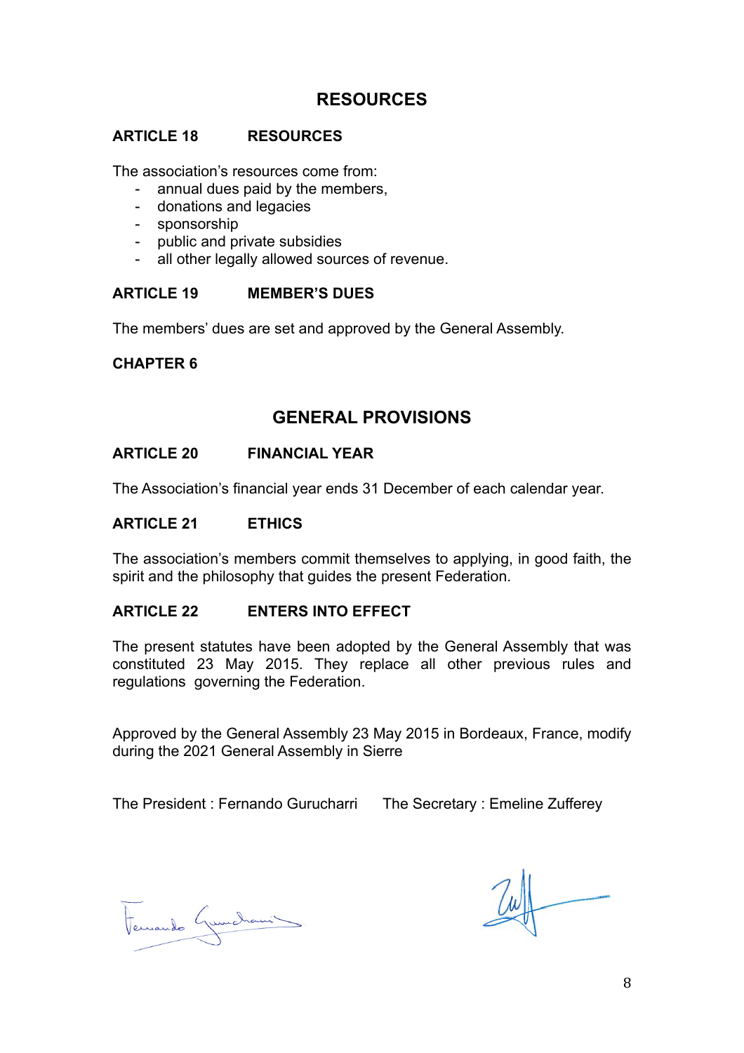## RESOURCES

### ARTICLE 18 RESOURCES

The association's resources come from:

- annual dues paid by the members,
- donations and legacies
- sponsorship
- public and private subsidies
- all other legally allowed sources of revenue.

### ARTICLE 19 MEMBER'S DUES

The members' dues are set and approved by the General Assembly.

### CHAPTER 6

## GENERAL PROVISIONS

### ARTICLE 20 FINANCIAL YEAR

The Association's financial year ends 31 December of each calendar year.

### ARTICLE 21 ETHICS

The association's members commit themselves to applying, in good faith, the spirit and the philosophy that guides the present Federation.

### ARTICLE 22 ENTERS INTO EFFECT

The present statutes have been adopted by the General Assembly that was constituted 23 May 2015. They replace all other previous rules and regulations governing the Federation.

Approved by the General Assembly 23 May 2015 in Bordeaux, France, modify during the 2021 General Assembly in Sierre

The President : Fernando Gurucharri The Secretary : Emeline Zufferey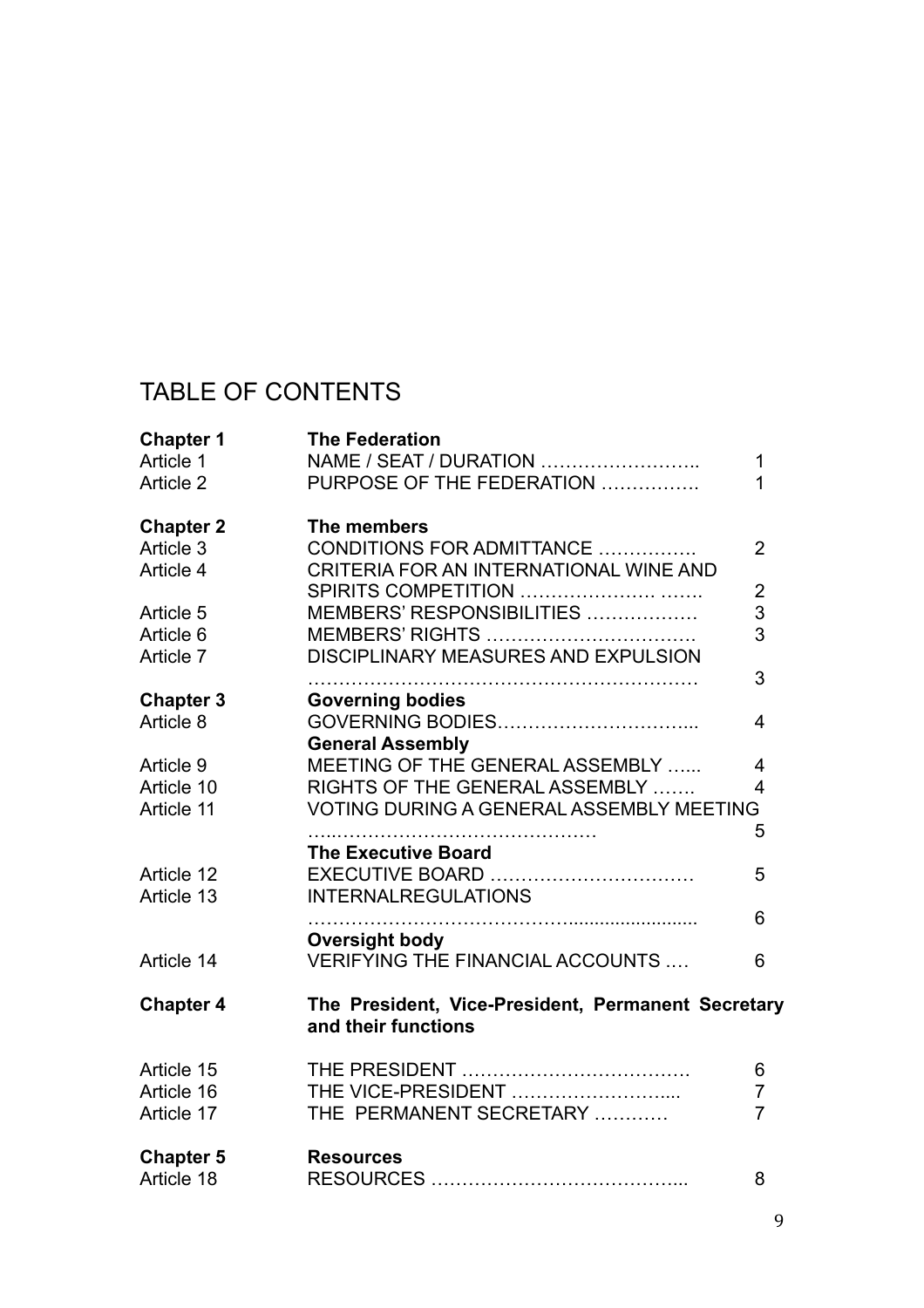## TABLE OF CONTENTS

| | | |
|---|---|---|
| **Chapter 1** | **The Federation** | |
| Article 1 | NAME / SEAT / DURATION …………………….. | 1 |
| Article 2 | PURPOSE OF THE FEDERATION ……………. | 1 |
| | | |
| **Chapter 2** | **The members** | |
| Article 3 | CONDITIONS FOR ADMITTANCE ……………. | 2 |
| Article 4 | CRITERIA FOR AN INTERNATIONAL WINE AND SPIRITS COMPETITION ……………….. ……. | 2 |
| Article 5 | MEMBERS' RESPONSIBILITIES ……………… | 3 |
| Article 6 | MEMBERS' RIGHTS …………………………… | 3 |
| Article 7 | DISCIPLINARY MEASURES AND EXPULSION ……………………………………………………… | 3 |
| **Chapter 3** | **Governing bodies** | |
| Article 8 | GOVERNING BODIES………………………….. | 4 |
| | **General Assembly** | |
| Article 9 | MEETING OF THE GENERAL ASSEMBLY …... | 4 |
| Article 10 | RIGHTS OF THE GENERAL ASSEMBLY ……. | 4 |
| Article 11 | VOTING DURING A GENERAL ASSEMBLY MEETING …..…………………………………… | 5 |
| | **The Executive Board** | |
| Article 12 | EXECUTIVE BOARD …………………………… | 5 |
| Article 13 | INTERNALREGULATIONS …………………………………........................ | 6 |
| | **Oversight body** | |
| Article 14 | VERIFYING THE FINANCIAL ACCOUNTS …. | 6 |
| | | |
| **Chapter 4** | **The President, Vice-President, Permanent Secretary and their functions** | |
| Article 15 | THE PRESIDENT ……………………………… | 6 |
| Article 16 | THE VICE-PRESIDENT ……………………..... | 7 |
| Article 17 | THE PERMANENT SECRETARY ………… | 7 |
| | | |
| **Chapter 5** | **Resources** | |
| Article 18 | RESOURCES …………………………………... | 8 |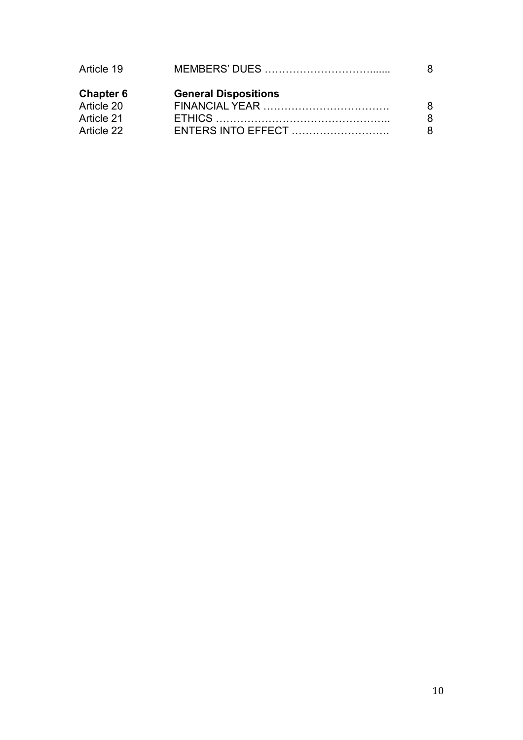| | | |
|---|---|---|
| Article 19 | MEMBERS' DUES …………………………...... | 8 |
| **Chapter 6** | **General Dispositions** | |
| Article 20 | FINANCIAL YEAR ……………………………… | 8 |
| Article 21 | ETHICS ………………………………………….. | 8 |
| Article 22 | ENTERS INTO EFFECT ………………………. | 8 |